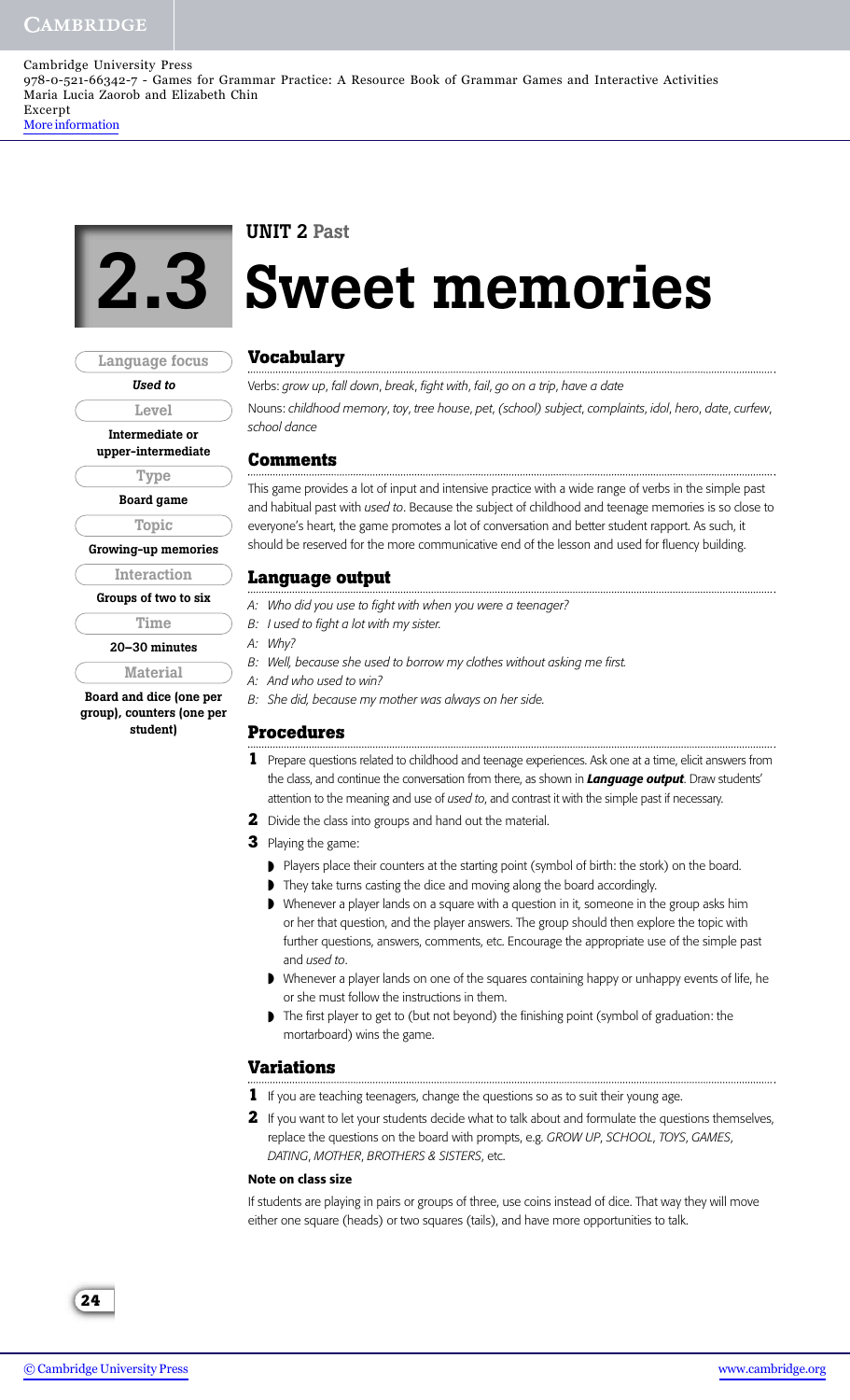Cambridge University Press
978-0-521-66342-7 - Games for Grammar Practice: A Resource Book of Grammar Games and Interactive Activities
Maria Lucia Zaorob and Elizabeth Chin
Excerpt
More information

**UNIT 2 Past**

# 2.3 Sweet memories

**Language focus**
*Used to*

**Level**
Intermediate or upper-intermediate

**Type**
Board game

**Topic**
Growing-up memories

**Interaction**
Groups of two to six

**Time**
20–30 minutes

**Material**
Board and dice (one per group), counters (one per student)

## Vocabulary

Verbs: *grow up, fall down, break, fight with, fail, go on a trip, have a date*

Nouns: *childhood memory, toy, tree house, pet, (school) subject, complaints, idol, hero, date, curfew, school dance*

## Comments

This game provides a lot of input and intensive practice with a wide range of verbs in the simple past and habitual past with *used to*. Because the subject of childhood and teenage memories is so close to everyone's heart, the game promotes a lot of conversation and better student rapport. As such, it should be reserved for the more communicative end of the lesson and used for fluency building.

## Language output

*A: Who did you use to fight with when you were a teenager?*
*B: I used to fight a lot with my sister.*
*A: Why?*
*B: Well, because she used to borrow my clothes without asking me first.*
*A: And who used to win?*
*B: She did, because my mother was always on her side.*

## Procedures

1. Prepare questions related to childhood and teenage experiences. Ask one at a time, elicit answers from the class, and continue the conversation from there, as shown in ***Language output***. Draw students' attention to the meaning and use of *used to*, and contrast it with the simple past if necessary.
2. Divide the class into groups and hand out the material.
3. Playing the game:
   - Players place their counters at the starting point (symbol of birth: the stork) on the board.
   - They take turns casting the dice and moving along the board accordingly.
   - Whenever a player lands on a square with a question in it, someone in the group asks him or her that question, and the player answers. The group should then explore the topic with further questions, answers, comments, etc. Encourage the appropriate use of the simple past and *used to*.
   - Whenever a player lands on one of the squares containing happy or unhappy events of life, he or she must follow the instructions in them.
   - The first player to get to (but not beyond) the finishing point (symbol of graduation: the mortarboard) wins the game.

## Variations

1. If you are teaching teenagers, change the questions so as to suit their young age.
2. If you want to let your students decide what to talk about and formulate the questions themselves, replace the questions on the board with prompts, e.g. *GROW UP, SCHOOL, TOYS, GAMES, DATING, MOTHER, BROTHERS & SISTERS*, etc.

#### Note on class size

If students are playing in pairs or groups of three, use coins instead of dice. That way they will move either one square (heads) or two squares (tails), and have more opportunities to talk.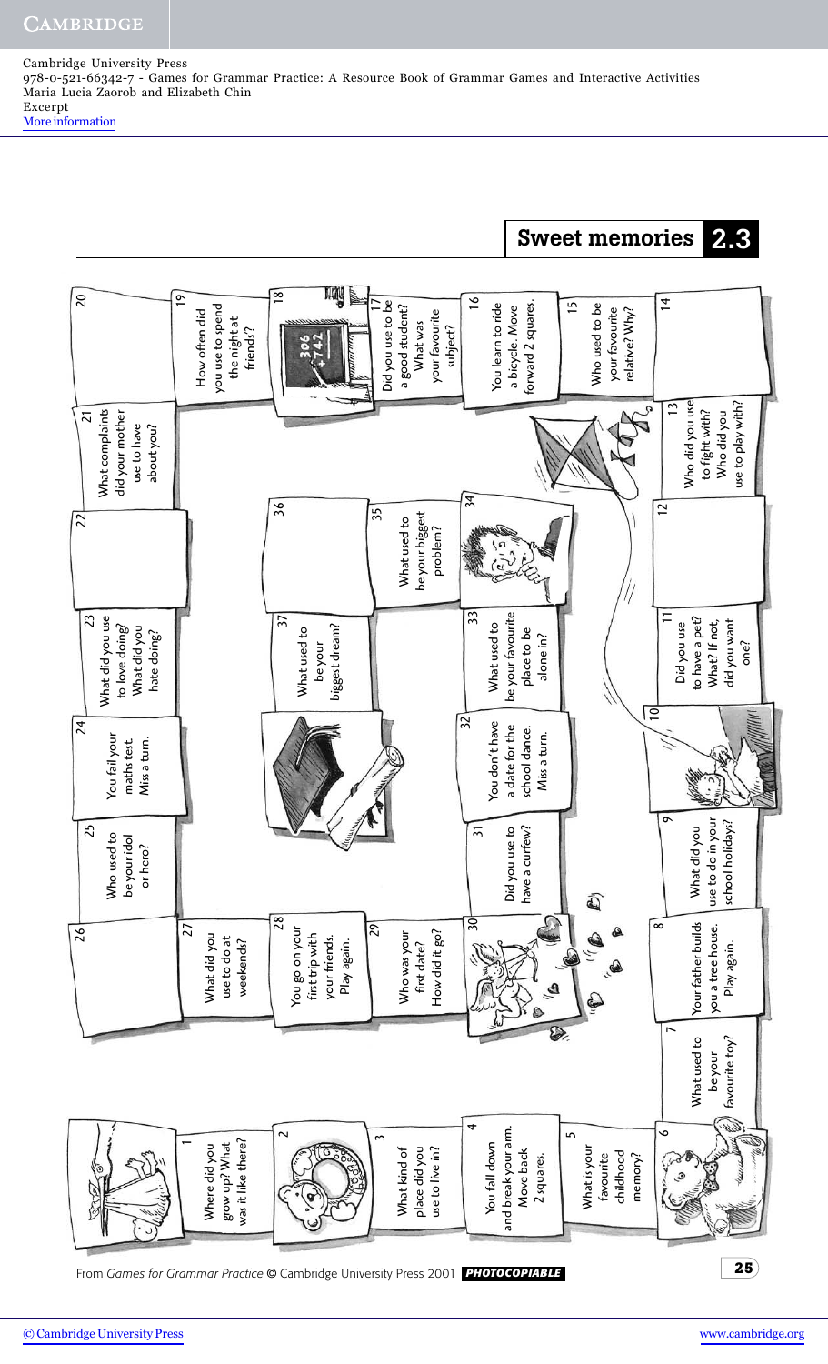Cambridge University Press
978-0-521-66342-7 - Games for Grammar Practice: A Resource Book of Grammar Games and Interactive Activities
Maria Lucia Zaorob and Elizabeth Chin
Excerpt
More information

## Sweet memories 2.3

1 Where did you grow up? What was it like there?

2

3 What kind of place did you use to live in?

4 You fall down and break your arm. Move back 2 squares.

5 What is your favourite childhood memory?

6

7 What used to be your favourite toy?

8 Your father builds you a tree house. Play again.

9 What did you use to do in your school holidays?

10

11 Did you use to have a pet? What? If not, did you want one?

12

13 Who did you use to fight with? Who did you use to play with?

14

15 Who used to be your favourite relative? Why?

16 You learn to ride a bicycle. Move forward 2 squares.

17 Did you use to be a good student? What was your favourite subject?

18

19 How often did you use to spend the night at friends'?

20

21 What complaints did your mother use to have about you?

22

23 What did you use to love doing? What did you hate doing?

24 You fail your maths test. Miss a turn.

25 Who used to be your idol or hero?

26

27 What did you use to do at weekends?

28 You go on your first trip with your friends. Play again.

29 Who was your first date? How did it go?

30

31 Did you use to have a curfew?

32 You don't have a date for the school dance. Miss a turn.

33 What used to be your favourite place to be alone in?

34

35 What used to be your biggest problem?

36

37 What used to be your biggest dream?

From *Games for Grammar Practice* © Cambridge University Press 2001 ***PHOTOCOPIABLE***